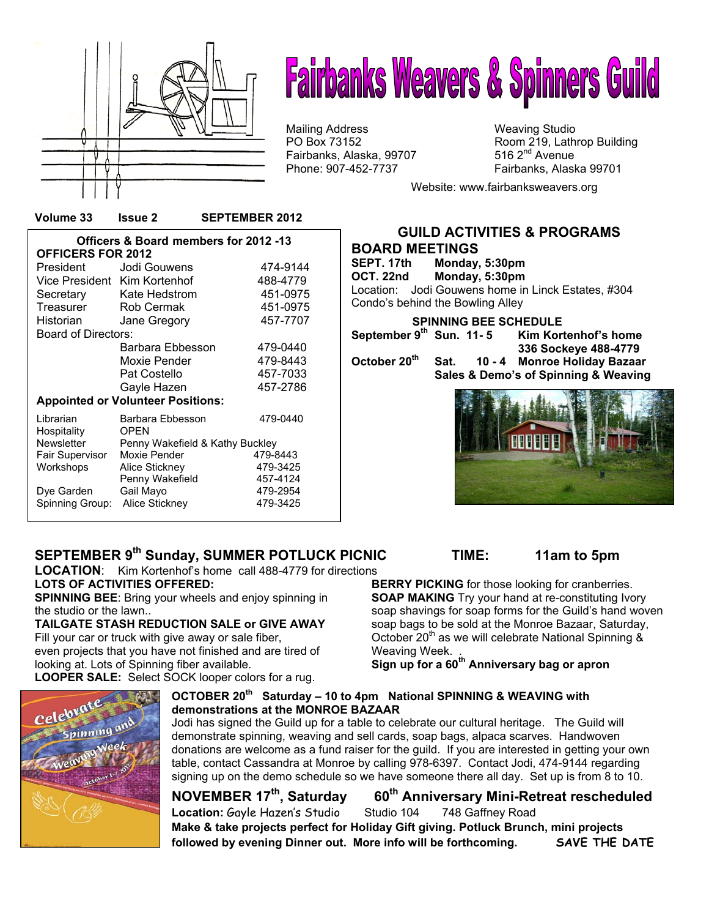# Fairbanks Weavers & Spinners Guild

Mailing Address
PO Box 73152
Fairbanks, Alaska, 99707
Phone: 907-452-7737

Weaving Studio
Room 219, Lathrop Building
516 2nd Avenue
Fairbanks, Alaska 99701

Website: www.fairbanksweavers.org

**Volume 33 Issue 2 SEPTEMBER 2012**

**Officers & Board members for 2012 -13**

**OFFICERS FOR 2012**

| | | |
|---|---|---|
| President | Jodi Gouwens | 474-9144 |
| Vice President | Kim Kortenhof | 488-4779 |
| Secretary | Kate Hedstrom | 451-0975 |
| Treasurer | Rob Cermak | 451-0975 |
| Historian | Jane Gregory | 457-7707 |
| Board of Directors: | | |
| | Barbara Ebbesson | 479-0440 |
| | Moxie Pender | 479-8443 |
| | Pat Costello | 457-7033 |
| | Gayle Hazen | 457-2786 |

**Appointed or Volunteer Positions:**

| | | |
|---|---|---|
| Librarian | Barbara Ebbesson | 479-0440 |
| Hospitality | OPEN | |
| Newsletter | Penny Wakefield & Kathy Buckley | |
| Fair Supervisor | Moxie Pender | 479-8443 |
| Workshops | Alice Stickney | 479-3425 |
| | Penny Wakefield | 457-4124 |
| Dye Garden | Gail Mayo | 479-2954 |
| Spinning Group: | Alice Stickney | 479-3425 |

## GUILD ACTIVITIES & PROGRAMS

### BOARD MEETINGS

**SEPT. 17th Monday, 5:30pm**
**OCT. 22nd Monday, 5:30pm**
Location: Jodi Gouwens home in Linck Estates, #304 Condo's behind the Bowling Alley

### SPINNING BEE SCHEDULE

**September 9th Sun. 11- 5 Kim Kortenhof's home 336 Sockeye 488-4779**
**October 20th Sat. 10 - 4 Monroe Holiday Bazaar Sales & Demo's of Spinning & Weaving**

## SEPTEMBER 9th Sunday, SUMMER POTLUCK PICNIC TIME: 11am to 5pm

**LOCATION**: Kim Kortenhof's home call 488-4779 for directions

**LOTS OF ACTIVITIES OFFERED:**

**SPINNING BEE**: Bring your wheels and enjoy spinning in the studio or the lawn..

**TAILGATE STASH REDUCTION SALE or GIVE AWAY** Fill your car or truck with give away or sale fiber, even projects that you have not finished and are tired of looking at. Lots of Spinning fiber available.

**LOOPER SALE:** Select SOCK looper colors for a rug.

**BERRY PICKING** for those looking for cranberries.

**SOAP MAKING** Try your hand at re-constituting Ivory soap shavings for soap forms for the Guild's hand woven soap bags to be sold at the Monroe Bazaar, Saturday, October 20th as we will celebrate National Spinning & Weaving Week. .

**Sign up for a 60th Anniversary bag or apron**

## OCTOBER 20th Saturday – 10 to 4pm National SPINNING & WEAVING with demonstrations at the MONROE BAZAAR

Jodi has signed the Guild up for a table to celebrate our cultural heritage. The Guild will demonstrate spinning, weaving and sell cards, soap bags, alpaca scarves. Handwoven donations are welcome as a fund raiser for the guild. If you are interested in getting your own table, contact Cassandra at Monroe by calling 978-6397. Contact Jodi, 474-9144 regarding signing up on the demo schedule so we have someone there all day. Set up is from 8 to 10.

## NOVEMBER 17th, Saturday 60th Anniversary Mini-Retreat rescheduled

**Location:** Gayle Hazen's Studio Studio 104 748 Gaffney Road

**Make & take projects perfect for Holiday Gift giving. Potluck Brunch, mini projects followed by evening Dinner out. More info will be forthcoming.** SAVE THE DATE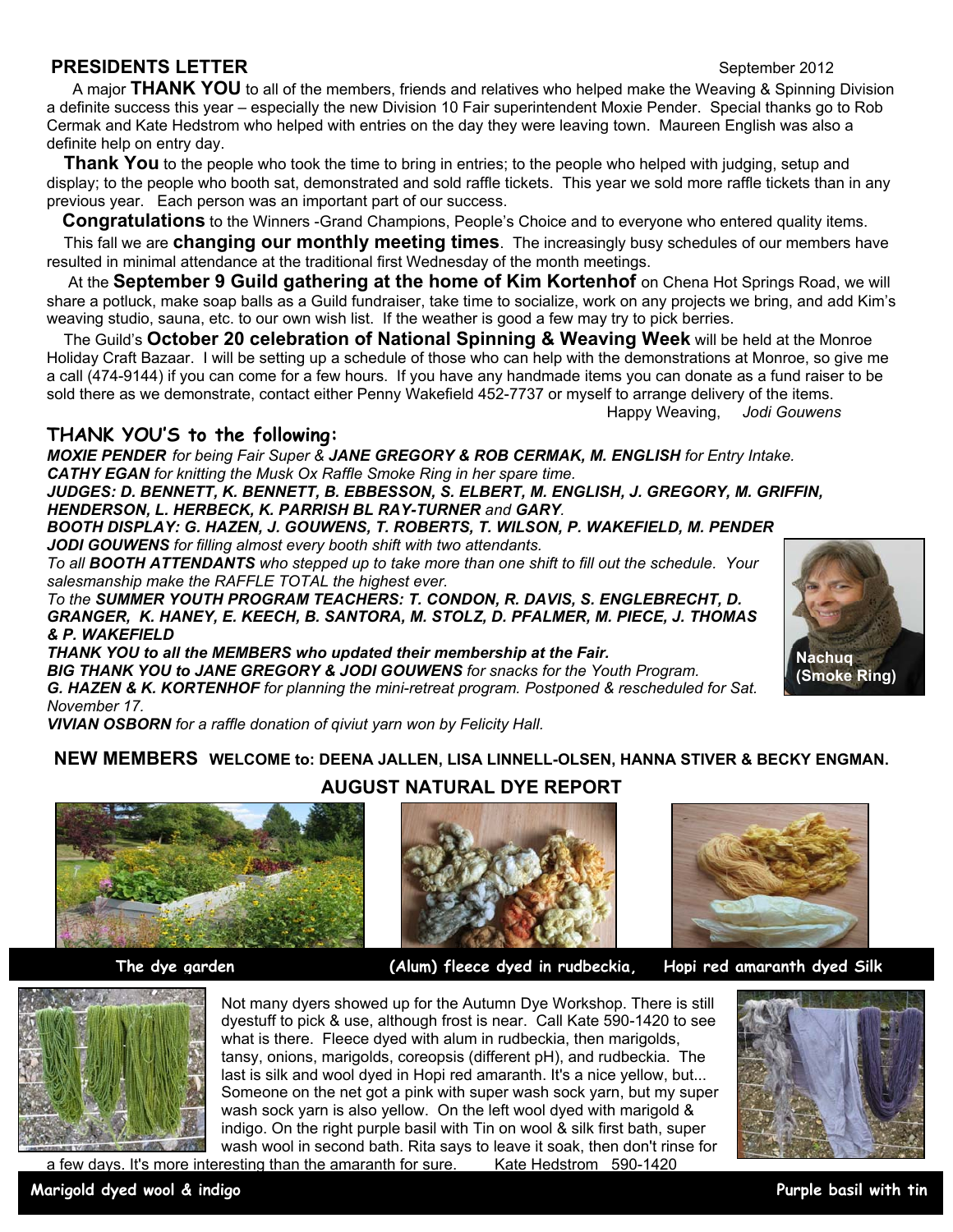## PRESIDENTS LETTER

September 2012

A major **THANK YOU** to all of the members, friends and relatives who helped make the Weaving & Spinning Division a definite success this year – especially the new Division 10 Fair superintendent Moxie Pender. Special thanks go to Rob Cermak and Kate Hedstrom who helped with entries on the day they were leaving town. Maureen English was also a definite help on entry day.

**Thank You** to the people who took the time to bring in entries; to the people who helped with judging, setup and display; to the people who booth sat, demonstrated and sold raffle tickets. This year we sold more raffle tickets than in any previous year. Each person was an important part of our success.

**Congratulations** to the Winners -Grand Champions, People's Choice and to everyone who entered quality items.

This fall we are **changing our monthly meeting times**. The increasingly busy schedules of our members have resulted in minimal attendance at the traditional first Wednesday of the month meetings.

At the **September 9 Guild gathering at the home of Kim Kortenhof** on Chena Hot Springs Road, we will share a potluck, make soap balls as a Guild fundraiser, take time to socialize, work on any projects we bring, and add Kim's weaving studio, sauna, etc. to our own wish list. If the weather is good a few may try to pick berries.

The Guild's **October 20 celebration of National Spinning & Weaving Week** will be held at the Monroe Holiday Craft Bazaar. I will be setting up a schedule of those who can help with the demonstrations at Monroe, so give me a call (474-9144) if you can come for a few hours. If you have any handmade items you can donate as a fund raiser to be sold there as we demonstrate, contact either Penny Wakefield 452-7737 or myself to arrange delivery of the items.

Happy Weaving, *Jodi Gouwens*

## THANK YOU'S to the following:

***MOXIE PENDER*** *for being Fair Super &* ***JANE GREGORY & ROB CERMAK, M. ENGLISH*** *for Entry Intake.*
***CATHY EGAN*** *for knitting the Musk Ox Raffle Smoke Ring in her spare time.*
***JUDGES: D. BENNETT, K. BENNETT, B. EBBESSON, S. ELBERT, M. ENGLISH, J. GREGORY, M. GRIFFIN, HENDERSON, L. HERBECK, K. PARRISH BL RAY-TURNER*** *and* ***GARY****.*
***BOOTH DISPLAY: G. HAZEN, J. GOUWENS, T. ROBERTS, T. WILSON, P. WAKEFIELD, M. PENDER***
***JODI GOUWENS*** *for filling almost every booth shift with two attendants.*
*To all* ***BOOTH ATTENDANTS*** *who stepped up to take more than one shift to fill out the schedule. Your salesmanship make the RAFFLE TOTAL the highest ever.*
*To the* ***SUMMER YOUTH PROGRAM TEACHERS: T. CONDON, R. DAVIS, S. ENGLEBRECHT, D. GRANGER, K. HANEY, E. KEECH, B. SANTORA, M. STOLZ, D. PFALMER, M. PIECE, J. THOMAS & P. WAKEFIELD***
***THANK YOU to all the MEMBERS who updated their membership at the Fair.***
***BIG THANK YOU to JANE GREGORY & JODI GOUWENS*** *for snacks for the Youth Program.*
***G. HAZEN & K. KORTENHOF*** *for planning the mini-retreat program. Postponed & rescheduled for Sat. November 17.*
***VIVIAN OSBORN*** *for a raffle donation of qiviut yarn won by Felicity Hall.*

**Nachuq (Smoke Ring)**

**NEW MEMBERS WELCOME to: DEENA JALLEN, LISA LINNELL-OLSEN, HANNA STIVER & BECKY ENGMAN.**

## AUGUST NATURAL DYE REPORT

**The dye garden** **(Alum) fleece dyed in rudbeckia,** **Hopi red amaranth dyed Silk**

Not many dyers showed up for the Autumn Dye Workshop. There is still dyestuff to pick & use, although frost is near. Call Kate 590-1420 to see what is there. Fleece dyed with alum in rudbeckia, then marigolds, tansy, onions, marigolds, coreopsis (different pH), and rudbeckia. The last is silk and wool dyed in Hopi red amaranth. It's a nice yellow, but... Someone on the net got a pink with super wash sock yarn, but my super wash sock yarn is also yellow. On the left wool dyed with marigold & indigo. On the right purple basil with Tin on wool & silk first bath, super wash wool in second bath. Rita says to leave it soak, then don't rinse for a few days. It's more interesting than the amaranth for sure. Kate Hedstrom 590-1420

**Marigold dyed wool & indigo** **Purple basil with tin**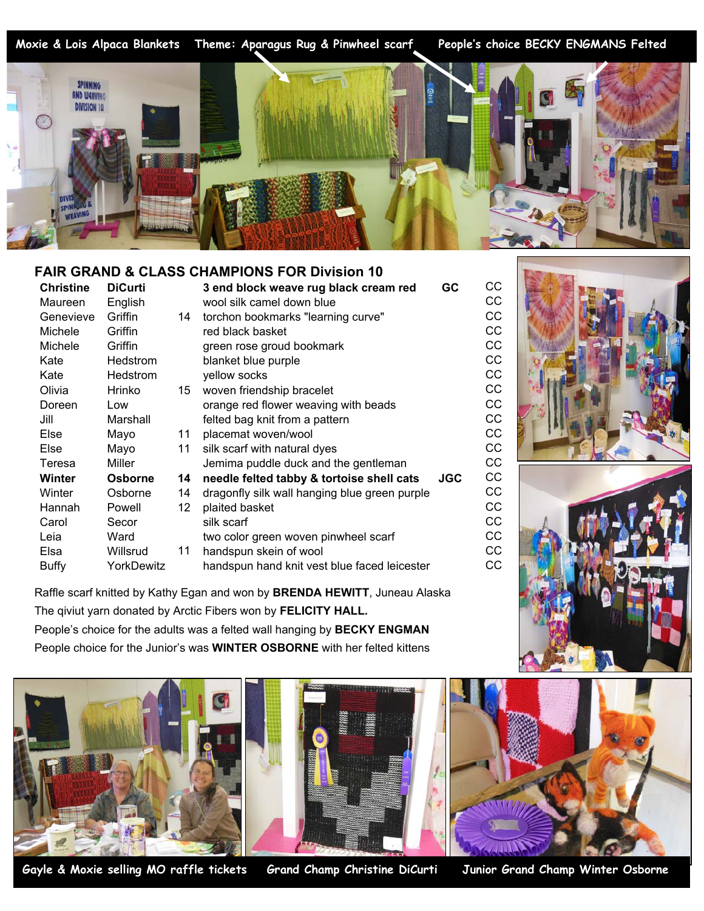Moxie & Lois Alpaca Blankets    Theme: Aparagus Rug & Pinwheel scarf    People's choice BECKY ENGMANS Felted

## FAIR GRAND & CLASS CHAMPIONS FOR Division 10

| | | | | | |
|---|---|---|---|---|---|
| **Christine** | **DiCurti** | | **3 end block weave rug black cream red** | **GC** | CC |
| Maureen | English | | wool silk camel down blue | | CC |
| Genevieve | Griffin | 14 | torchon bookmarks "learning curve" | | CC |
| Michele | Griffin | | red black basket | | CC |
| Michele | Griffin | | green rose groud bookmark | | CC |
| Kate | Hedstrom | | blanket blue purple | | CC |
| Kate | Hedstrom | | yellow socks | | CC |
| Olivia | Hrinko | 15 | woven friendship bracelet | | CC |
| Doreen | Low | | orange red flower weaving with beads | | CC |
| Jill | Marshall | | felted bag knit from a pattern | | CC |
| Else | Mayo | 11 | placemat woven/wool | | CC |
| Else | Mayo | 11 | silk scarf with natural dyes | | CC |
| Teresa | Miller | | Jemima puddle duck and the gentleman | | CC |
| **Winter** | **Osborne** | **14** | **needle felted tabby & tortoise shell cats** | **JGC** | CC |
| Winter | Osborne | 14 | dragonfly silk wall hanging blue green purple | | CC |
| Hannah | Powell | 12 | plaited basket | | CC |
| Carol | Secor | | silk scarf | | CC |
| Leia | Ward | | two color green woven pinwheel scarf | | CC |
| Elsa | Willsrud | 11 | handspun skein of wool | | CC |
| Buffy | YorkDewitz | | handspun hand knit vest blue faced leicester | | CC |

Raffle scarf knitted by Kathy Egan and won by **BRENDA HEWITT**, Juneau Alaska
The qiviut yarn donated by Arctic Fibers won by **FELICITY HALL.**
People's choice for the adults was a felted wall hanging by **BECKY ENGMAN**
People choice for the Junior's was **WINTER OSBORNE** with her felted kittens

Gayle & Moxie selling MO raffle tickets    Grand Champ Christine DiCurti    Junior Grand Champ Winter Osborne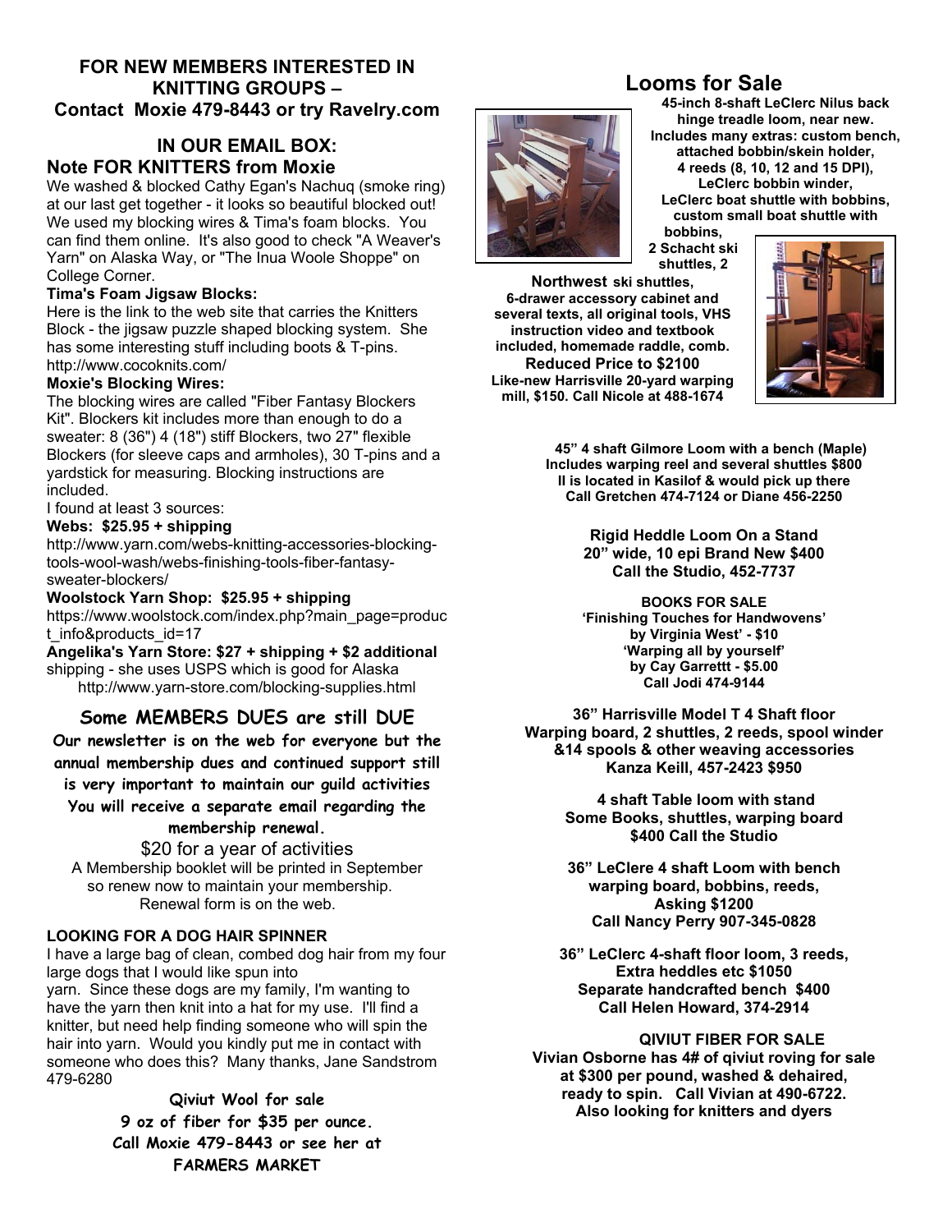**FOR NEW MEMBERS INTERESTED IN KNITTING GROUPS –**
**Contact Moxie 479-8443 or try Ravelry.com**

## IN OUR EMAIL BOX:

### Note FOR KNITTERS from Moxie

We washed & blocked Cathy Egan's Nachuq (smoke ring) at our last get together - it looks so beautiful blocked out! We used my blocking wires & Tima's foam blocks. You can find them online. It's also good to check "A Weaver's Yarn" on Alaska Way, or "The Inua Woole Shoppe" on College Corner.

**Tima's Foam Jigsaw Blocks:**

Here is the link to the web site that carries the Knitters Block - the jigsaw puzzle shaped blocking system. She has some interesting stuff including boots & T-pins.
http://www.cocoknits.com/

**Moxie's Blocking Wires:**

The blocking wires are called "Fiber Fantasy Blockers Kit". Blockers kit includes more than enough to do a sweater: 8 (36") 4 (18") stiff Blockers, two 27" flexible Blockers (for sleeve caps and armholes), 30 T-pins and a yardstick for measuring. Blocking instructions are included.

I found at least 3 sources:

**Webs: $25.95 + shipping**
http://www.yarn.com/webs-knitting-accessories-blocking-tools-wool-wash/webs-finishing-tools-fiber-fantasy-sweater-blockers/

**Woolstock Yarn Shop: $25.95 + shipping**
https://www.woolstock.com/index.php?main_page=product_info&products_id=17

**Angelika's Yarn Store: $27 + shipping + $2 additional** shipping - she uses USPS which is good for Alaska
http://www.yarn-store.com/blocking-supplies.html

## Some MEMBERS DUES are still DUE

**Our newsletter is on the web for everyone but the annual membership dues and continued support still is very important to maintain our guild activities You will receive a separate email regarding the membership renewal.**

$20 for a year of activities

A Membership booklet will be printed in September so renew now to maintain your membership. Renewal form is on the web.

### LOOKING FOR A DOG HAIR SPINNER

I have a large bag of clean, combed dog hair from my four large dogs that I would like spun into yarn. Since these dogs are my family, I'm wanting to have the yarn then knit into a hat for my use. I'll find a knitter, but need help finding someone who will spin the hair into yarn. Would you kindly put me in contact with someone who does this? Many thanks, Jane Sandstrom 479-6280

**Qiviut Wool for sale**
**9 oz of fiber for $35 per ounce.**
**Call Moxie 479-8443 or see her at FARMERS MARKET**

## Looms for Sale

**45-inch 8-shaft LeClerc Nilus back hinge treadle loom, near new. Includes many extras: custom bench, attached bobbin/skein holder, 4 reeds (8, 10, 12 and 15 DPI), LeClerc bobbin winder, LeClerc boat shuttle with bobbins, custom small boat shuttle with bobbins, 2 Schacht ski shuttles, 2 Northwest ski shuttles, 6-drawer accessory cabinet and several texts, all original tools, VHS instruction video and textbook included, homemade raddle, comb.**
**Reduced Price to $2100**
**Like-new Harrisville 20-yard warping mill, $150. Call Nicole at 488-1674**

**45" 4 shaft Gilmore Loom with a bench (Maple) Includes warping reel and several shuttles $800 ll is located in Kasilof & would pick up there Call Gretchen 474-7124 or Diane 456-2250**

**Rigid Heddle Loom On a Stand 20" wide, 10 epi Brand New $400 Call the Studio, 452-7737**

**BOOKS FOR SALE**
**'Finishing Touches for Handwovens' by Virginia West' - $10**
**'Warping all by yourself' by Cay Garrettt - $5.00**
**Call Jodi 474-9144**

**36" Harrisville Model T 4 Shaft floor Warping board, 2 shuttles, 2 reeds, spool winder &14 spools & other weaving accessories Kanza Keill, 457-2423 $950**

**4 shaft Table loom with stand Some Books, shuttles, warping board $400 Call the Studio**

**36" LeClere 4 shaft Loom with bench warping board, bobbins, reeds, Asking $1200 Call Nancy Perry 907-345-0828**

**36" LeClerc 4-shaft floor loom, 3 reeds, Extra heddles etc $1050 Separate handcrafted bench $400 Call Helen Howard, 374-2914**

**QIVIUT FIBER FOR SALE**
**Vivian Osborne has 4# of qiviut roving for sale at $300 per pound, washed & dehaired, ready to spin. Call Vivian at 490-6722. Also looking for knitters and dyers**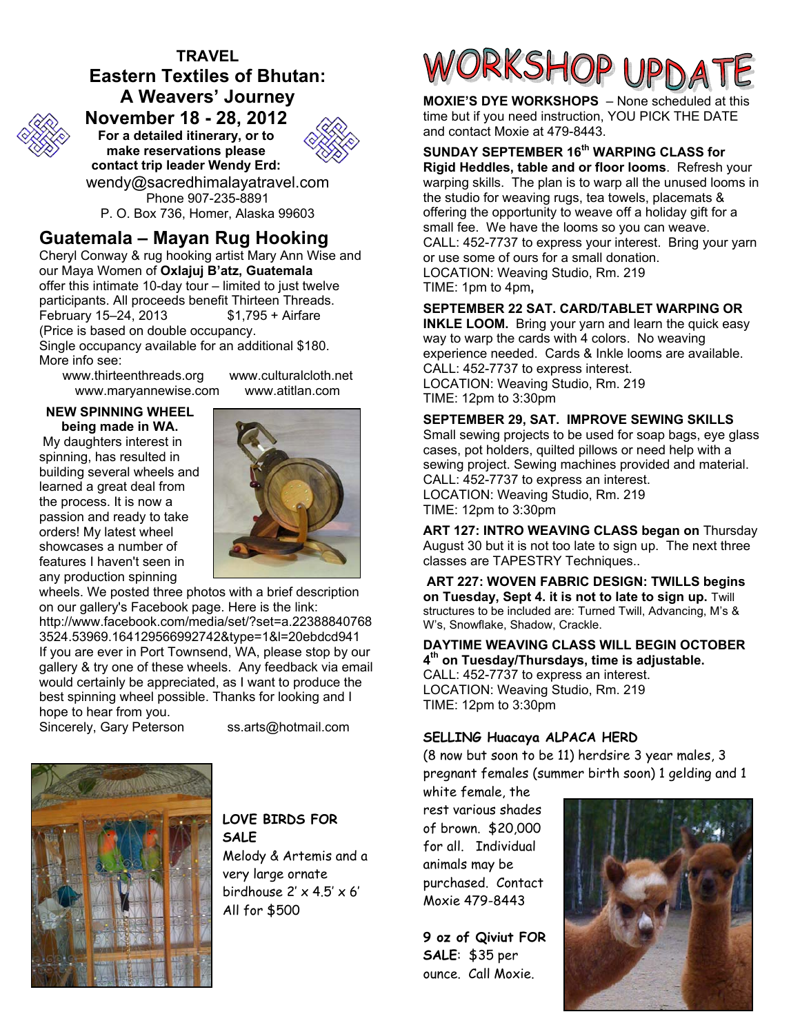## TRAVEL

## Eastern Textiles of Bhutan: A Weavers' Journey

## November 18 - 28, 2012

**For a detailed itinerary, or to make reservations please contact trip leader Wendy Erd:**

wendy@sacredhimalayatravel.com
Phone 907-235-8891
P. O. Box 736, Homer, Alaska 99603

## Guatemala – Mayan Rug Hooking

Cheryl Conway & rug hooking artist Mary Ann Wise and our Maya Women of **Oxlajuj B'atz, Guatemala** offer this intimate 10-day tour – limited to just twelve participants. All proceeds benefit Thirteen Threads.
February 15–24, 2013 $1,795 + Airfare
(Price is based on double occupancy.
Single occupancy available for an additional $180.
More info see:
www.thirteenthreads.org www.culturalcloth.net
www.maryannewise.com www.atitlan.com

**NEW SPINNING WHEEL being made in WA.**

My daughters interest in spinning, has resulted in building several wheels and learned a great deal from the process. It is now a passion and ready to take orders! My latest wheel showcases a number of features I haven't seen in any production spinning wheels. We posted three photos with a brief description on our gallery's Facebook page. Here is the link: http://www.facebook.com/media/set/?set=a.223888407683524.53969.164129566992742&type=1&l=20ebdcd941
If you are ever in Port Townsend, WA, please stop by our gallery & try one of these wheels. Any feedback via email would certainly be appreciated, as I want to produce the best spinning wheel possible. Thanks for looking and I hope to hear from you.
Sincerely, Gary Peterson ss.arts@hotmail.com

**LOVE BIRDS FOR SALE**

Melody & Artemis and a very large ornate birdhouse 2' x 4.5' x 6'
All for $500

# WORKSHOP UPDATE

**MOXIE'S DYE WORKSHOPS** – None scheduled at this time but if you need instruction, YOU PICK THE DATE and contact Moxie at 479-8443.

**SUNDAY SEPTEMBER 16th WARPING CLASS for Rigid Heddles, table and or floor looms**. Refresh your warping skills. The plan is to warp all the unused looms in the studio for weaving rugs, tea towels, placemats & offering the opportunity to weave off a holiday gift for a small fee. We have the looms so you can weave.
CALL: 452-7737 to express your interest. Bring your yarn or use some of ours for a small donation.
LOCATION: Weaving Studio, Rm. 219
TIME: 1pm to 4pm**,**

**SEPTEMBER 22 SAT. CARD/TABLET WARPING OR INKLE LOOM.** Bring your yarn and learn the quick easy way to warp the cards with 4 colors. No weaving experience needed. Cards & Inkle looms are available.
CALL: 452-7737 to express interest.
LOCATION: Weaving Studio, Rm. 219
TIME: 12pm to 3:30pm

**SEPTEMBER 29, SAT. IMPROVE SEWING SKILLS**
Small sewing projects to be used for soap bags, eye glass cases, pot holders, quilted pillows or need help with a sewing project. Sewing machines provided and material.
CALL: 452-7737 to express an interest.
LOCATION: Weaving Studio, Rm. 219
TIME: 12pm to 3:30pm

**ART 127: INTRO WEAVING CLASS began on** Thursday August 30 but it is not too late to sign up. The next three classes are TAPESTRY Techniques..

**ART 227: WOVEN FABRIC DESIGN: TWILLS begins on Tuesday, Sept 4. it is not to late to sign up.** Twill structures to be included are: Turned Twill, Advancing, M's & W's, Snowflake, Shadow, Crackle.

**DAYTIME WEAVING CLASS WILL BEGIN OCTOBER 4th on Tuesday/Thursdays, time is adjustable.**
CALL: 452-7737 to express an interest.
LOCATION: Weaving Studio, Rm. 219
TIME: 12pm to 3:30pm

**SELLING Huacaya ALPACA HERD**
(8 now but soon to be 11) herdsire 3 year males, 3 pregnant females (summer birth soon) 1 gelding and 1 white female, the rest various shades of brown. $20,000 for all. Individual animals may be purchased. Contact Moxie 479-8443

**9 oz of Qiviut FOR SALE**: $35 per ounce. Call Moxie.